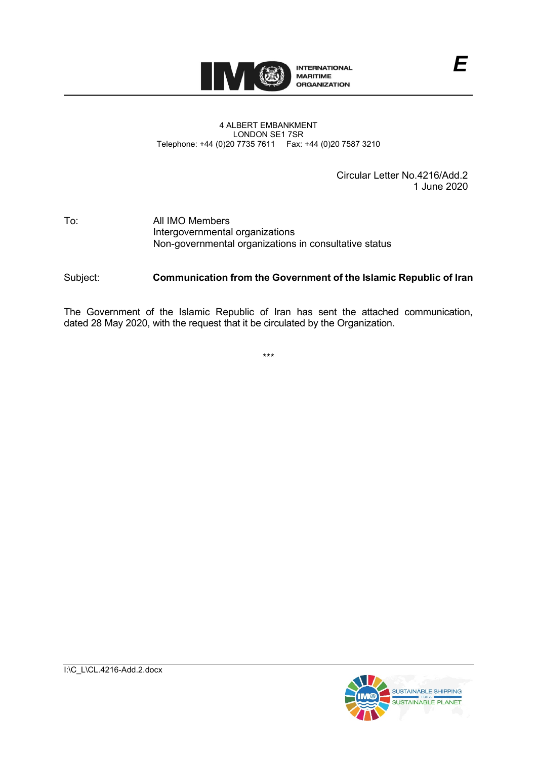INTERNATIONAL MARITIME ORGANIZATION

E

4 ALBERT EMBANKMENT
LONDON SE1 7SR
Telephone: +44 (0)20 7735 7611 Fax: +44 (0)20 7587 3210

Circular Letter No.4216/Add.2
1 June 2020

To: All IMO Members
Intergovernmental organizations
Non-governmental organizations in consultative status

Subject: **Communication from the Government of the Islamic Republic of Iran**

The Government of the Islamic Republic of Iran has sent the attached communication, dated 28 May 2020, with the request that it be circulated by the Organization.

***

I:\C_L\CL.4216-Add.2.docx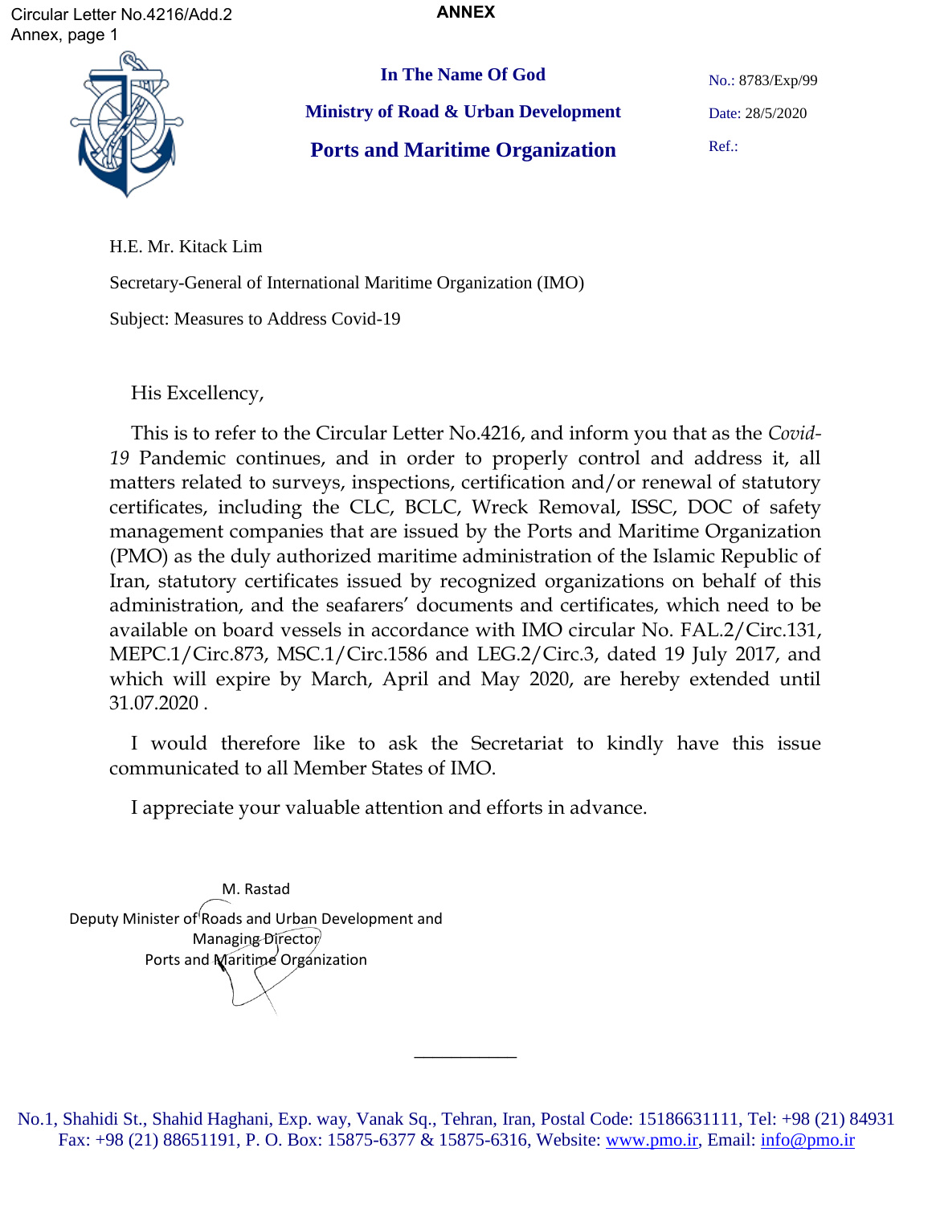**ANNEX**

**In The Name Of God**

**Ministry of Road & Urban Development**

**Ports and Maritime Organization**

No.: 8783/Exp/99

Date: 28/5/2020

Ref.:

H.E. Mr. Kitack Lim

Secretary-General of International Maritime Organization (IMO)

Subject: Measures to Address Covid-19

His Excellency,

This is to refer to the Circular Letter No.4216, and inform you that as the *Covid-19* Pandemic continues, and in order to properly control and address it, all matters related to surveys, inspections, certification and/or renewal of statutory certificates, including the CLC, BCLC, Wreck Removal, ISSC, DOC of safety management companies that are issued by the Ports and Maritime Organization (PMO) as the duly authorized maritime administration of the Islamic Republic of Iran, statutory certificates issued by recognized organizations on behalf of this administration, and the seafarers' documents and certificates, which need to be available on board vessels in accordance with IMO circular No. FAL.2/Circ.131, MEPC.1/Circ.873, MSC.1/Circ.1586 and LEG.2/Circ.3, dated 19 July 2017, and which will expire by March, April and May 2020, are hereby extended until 31.07.2020 .

I would therefore like to ask the Secretariat to kindly have this issue communicated to all Member States of IMO.

I appreciate your valuable attention and efforts in advance.

M. Rastad

Deputy Minister of Roads and Urban Development and
Managing Director
Ports and Maritime Organization

___________

No.1, Shahidi St., Shahid Haghani, Exp. way, Vanak Sq., Tehran, Iran, Postal Code: 15186631111, Tel: +98 (21) 84931
Fax: +98 (21) 88651191, P. O. Box: 15875-6377 & 15875-6316, Website: www.pmo.ir, Email: info@pmo.ir